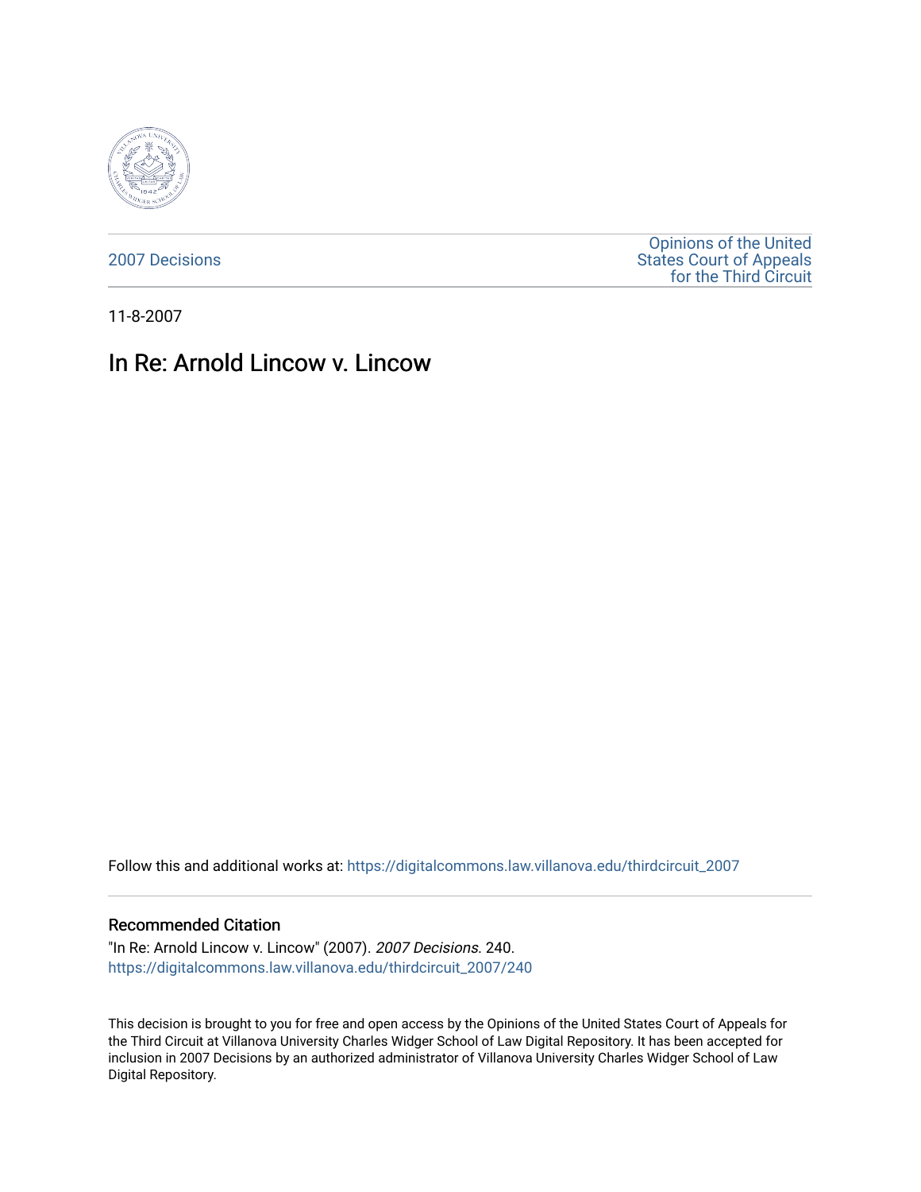2007 Decisions

Opinions of the United States Court of Appeals for the Third Circuit

11-8-2007

# In Re: Arnold Lincow v. Lincow

Follow this and additional works at: https://digitalcommons.law.villanova.edu/thirdcircuit_2007

## Recommended Citation

"In Re: Arnold Lincow v. Lincow" (2007). *2007 Decisions*. 240.
https://digitalcommons.law.villanova.edu/thirdcircuit_2007/240

This decision is brought to you for free and open access by the Opinions of the United States Court of Appeals for the Third Circuit at Villanova University Charles Widger School of Law Digital Repository. It has been accepted for inclusion in 2007 Decisions by an authorized administrator of Villanova University Charles Widger School of Law Digital Repository.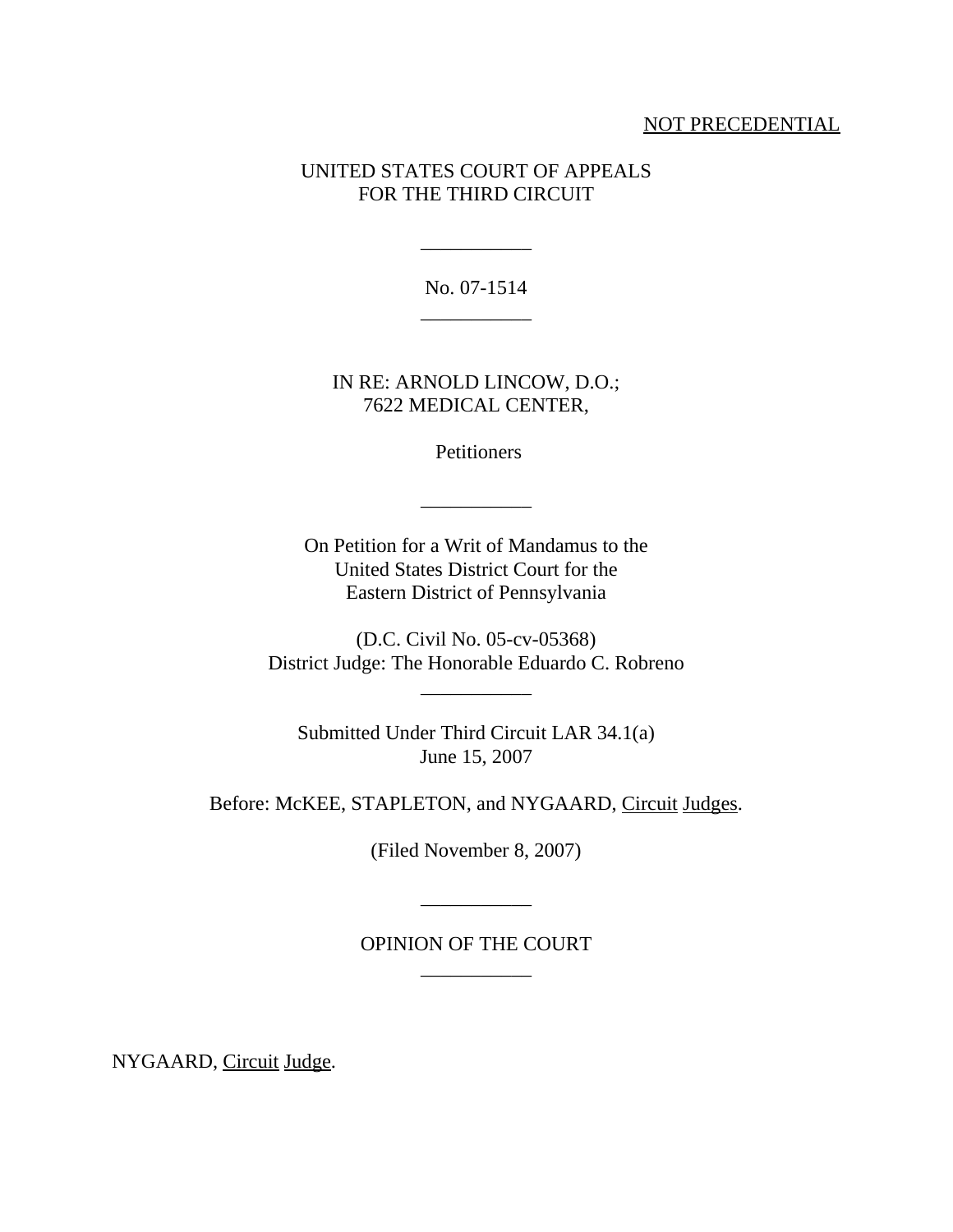NOT PRECEDENTIAL

UNITED STATES COURT OF APPEALS
FOR THE THIRD CIRCUIT

---

No. 07-1514

---

IN RE: ARNOLD LINCOW, D.O.;
7622 MEDICAL CENTER,

Petitioners

---

On Petition for a Writ of Mandamus to the
United States District Court for the
Eastern District of Pennsylvania

(D.C. Civil No. 05-cv-05368)
District Judge: The Honorable Eduardo C. Robreno

---

Submitted Under Third Circuit LAR 34.1(a)
June 15, 2007

Before: McKEE, STAPLETON, and NYGAARD, Circuit Judges.

(Filed November 8, 2007)

---

OPINION OF THE COURT

---

NYGAARD, Circuit Judge.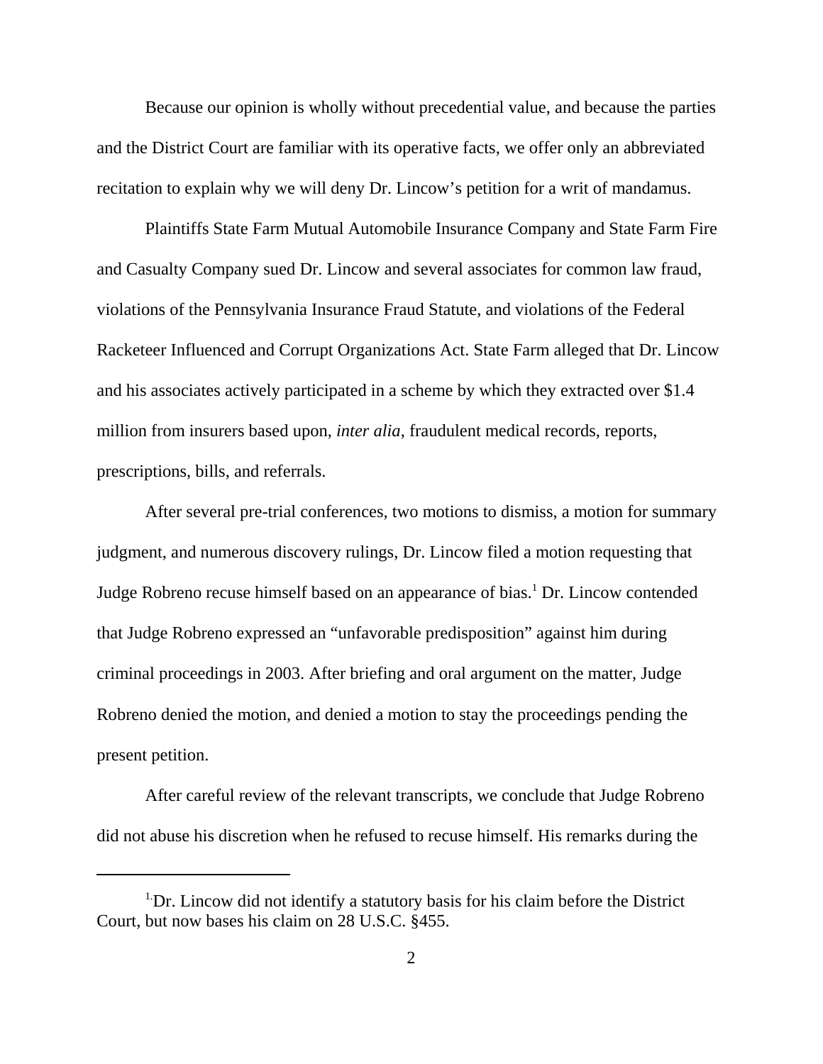Because our opinion is wholly without precedential value, and because the parties and the District Court are familiar with its operative facts, we offer only an abbreviated recitation to explain why we will deny Dr. Lincow's petition for a writ of mandamus.

Plaintiffs State Farm Mutual Automobile Insurance Company and State Farm Fire and Casualty Company sued Dr. Lincow and several associates for common law fraud, violations of the Pennsylvania Insurance Fraud Statute, and violations of the Federal Racketeer Influenced and Corrupt Organizations Act. State Farm alleged that Dr. Lincow and his associates actively participated in a scheme by which they extracted over $1.4 million from insurers based upon, *inter alia*, fraudulent medical records, reports, prescriptions, bills, and referrals.

After several pre-trial conferences, two motions to dismiss, a motion for summary judgment, and numerous discovery rulings, Dr. Lincow filed a motion requesting that Judge Robreno recuse himself based on an appearance of bias.[1] Dr. Lincow contended that Judge Robreno expressed an "unfavorable predisposition" against him during criminal proceedings in 2003. After briefing and oral argument on the matter, Judge Robreno denied the motion, and denied a motion to stay the proceedings pending the present petition.

After careful review of the relevant transcripts, we conclude that Judge Robreno did not abuse his discretion when he refused to recuse himself. His remarks during the

[1] Dr. Lincow did not identify a statutory basis for his claim before the District Court, but now bases his claim on 28 U.S.C. §455.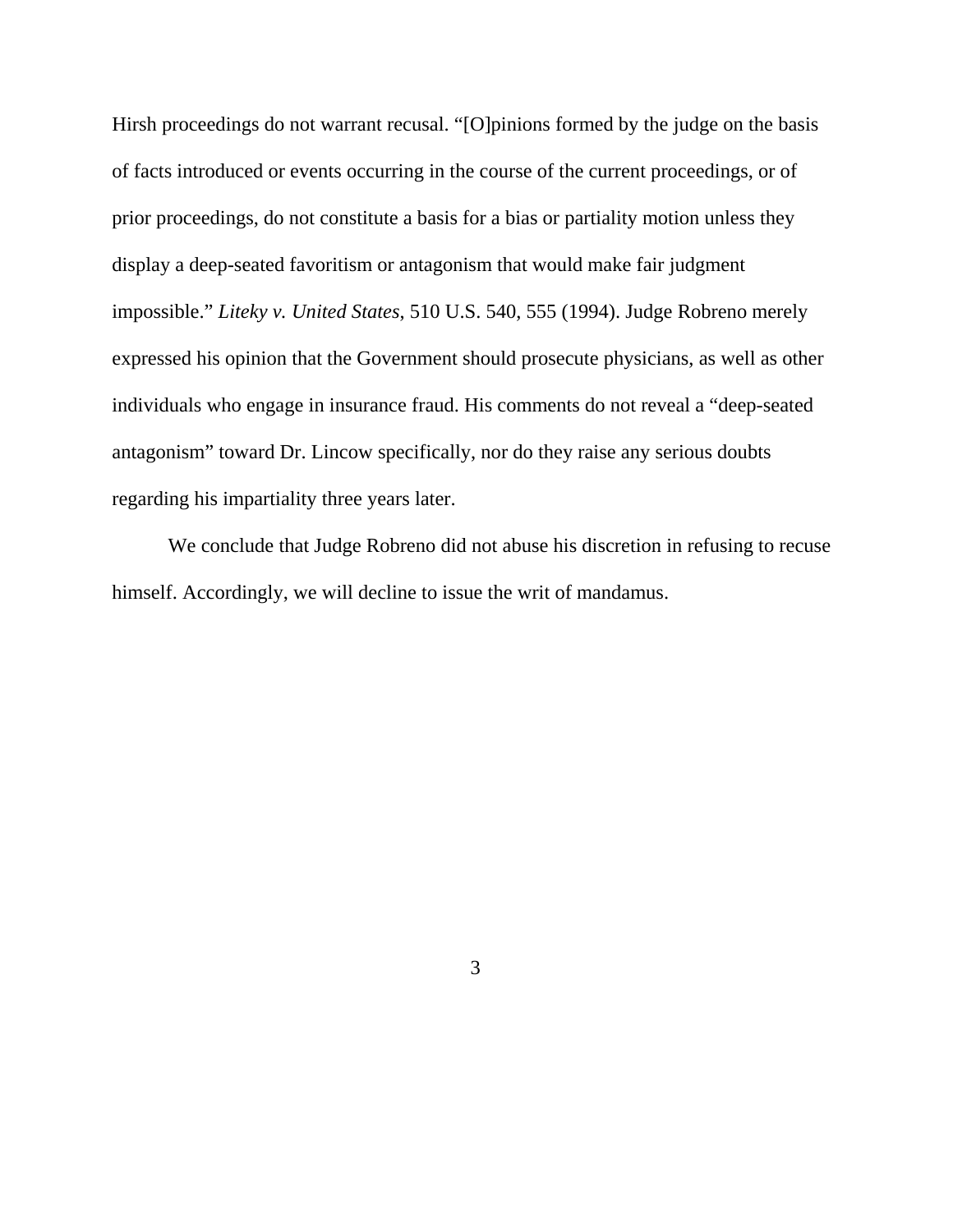Hirsh proceedings do not warrant recusal. "[O]pinions formed by the judge on the basis of facts introduced or events occurring in the course of the current proceedings, or of prior proceedings, do not constitute a basis for a bias or partiality motion unless they display a deep-seated favoritism or antagonism that would make fair judgment impossible." *Liteky v. United States*, 510 U.S. 540, 555 (1994). Judge Robreno merely expressed his opinion that the Government should prosecute physicians, as well as other individuals who engage in insurance fraud. His comments do not reveal a "deep-seated antagonism" toward Dr. Lincow specifically, nor do they raise any serious doubts regarding his impartiality three years later.

We conclude that Judge Robreno did not abuse his discretion in refusing to recuse himself. Accordingly, we will decline to issue the writ of mandamus.